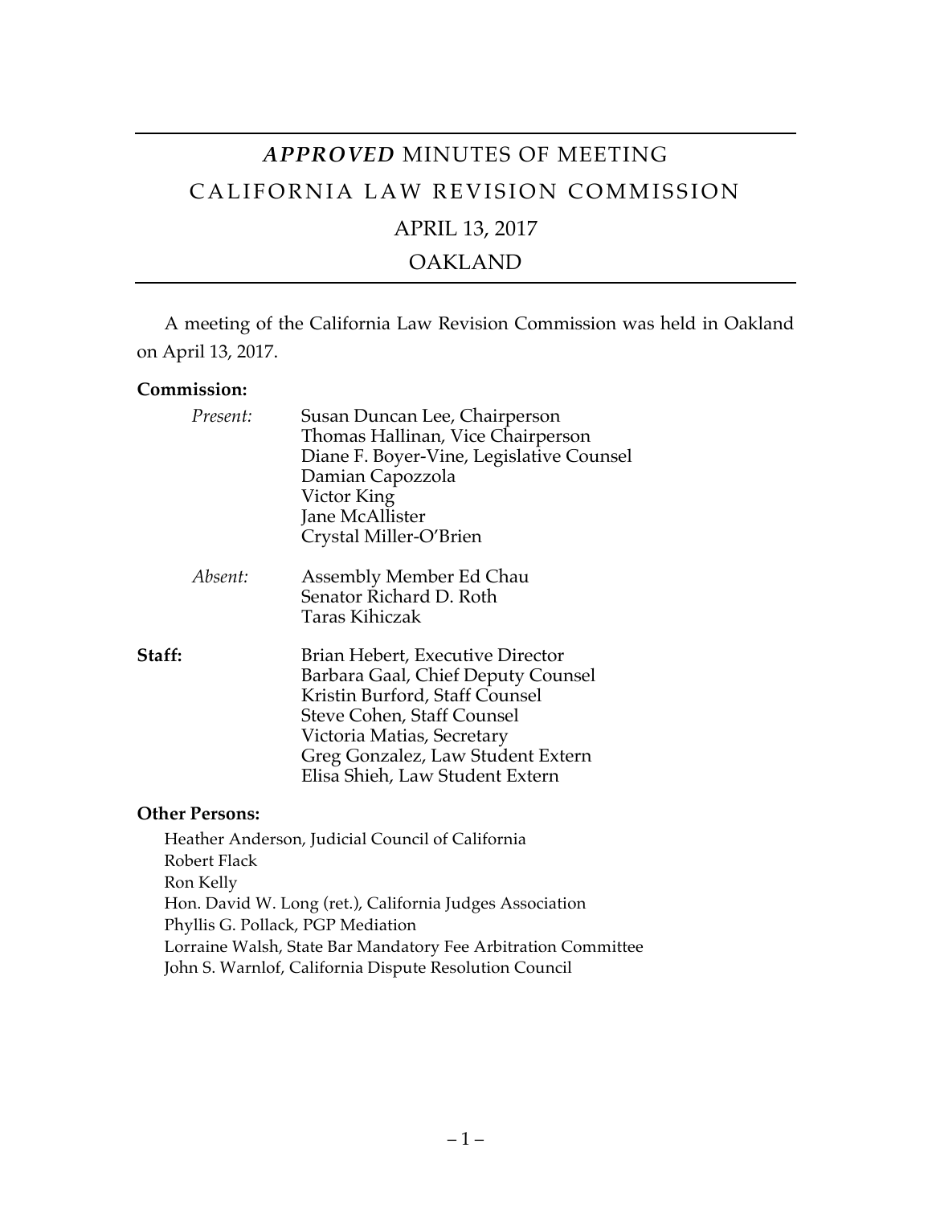# *APPROVED* MINUTES OF MEETING

# CALIFORNIA LAW REVISION COMMISSION

## APRIL 13, 2017

## OAKLAND

A meeting of the California Law Revision Commission was held in Oakland on April 13, 2017.

**Commission:**

*Present:*
Susan Duncan Lee, Chairperson
Thomas Hallinan, Vice Chairperson
Diane F. Boyer-Vine, Legislative Counsel
Damian Capozzola
Victor King
Jane McAllister
Crystal Miller-O'Brien

*Absent:*
Assembly Member Ed Chau
Senator Richard D. Roth
Taras Kihiczak

**Staff:**
Brian Hebert, Executive Director
Barbara Gaal, Chief Deputy Counsel
Kristin Burford, Staff Counsel
Steve Cohen, Staff Counsel
Victoria Matias, Secretary
Greg Gonzalez, Law Student Extern
Elisa Shieh, Law Student Extern

**Other Persons:**

Heather Anderson, Judicial Council of California
Robert Flack
Ron Kelly
Hon. David W. Long (ret.), California Judges Association
Phyllis G. Pollack, PGP Mediation
Lorraine Walsh, State Bar Mandatory Fee Arbitration Committee
John S. Warnlof, California Dispute Resolution Council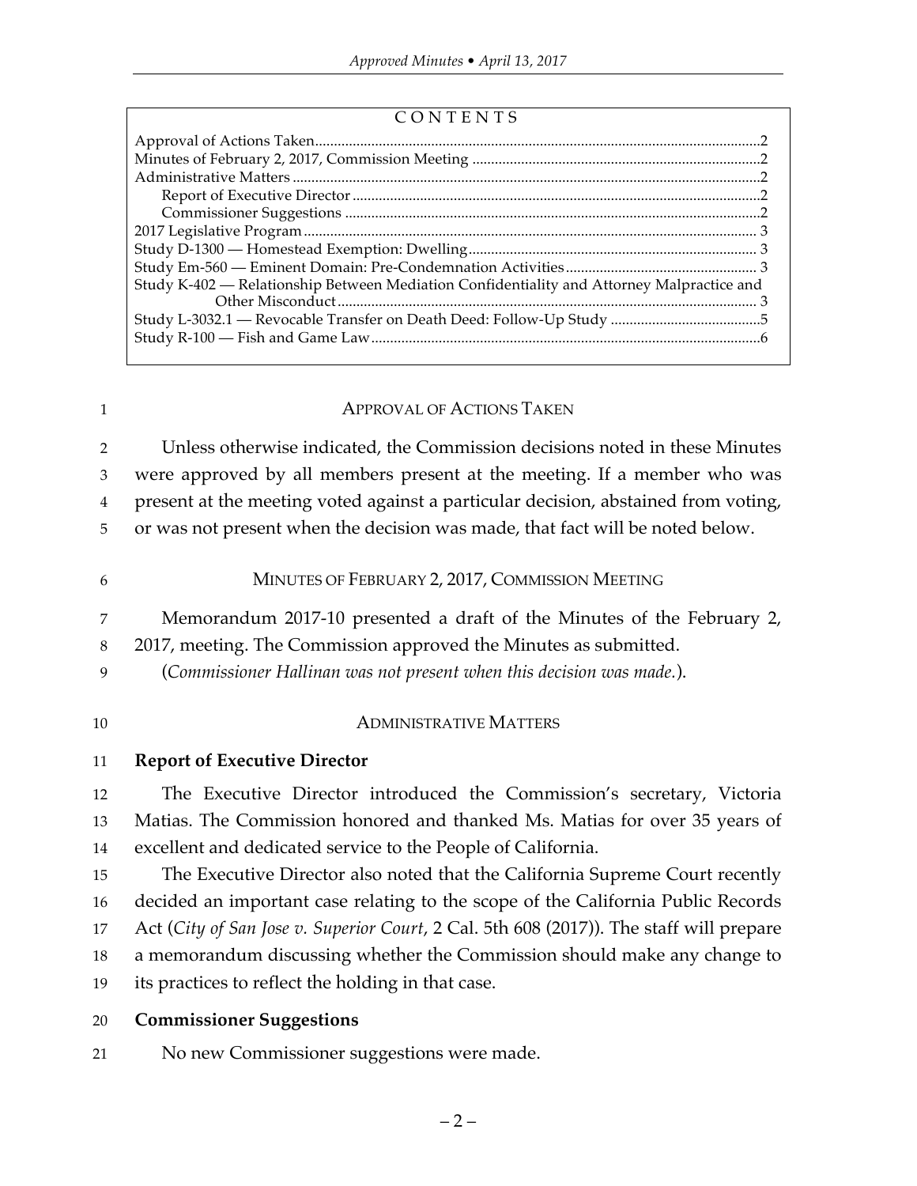CONTENTS

Approval of Actions Taken ..... 2
Minutes of February 2, 2017, Commission Meeting ..... 2
Administrative Matters ..... 2
    Report of Executive Director ..... 2
    Commissioner Suggestions ..... 2
2017 Legislative Program ..... 3
Study D-1300 — Homestead Exemption: Dwelling ..... 3
Study Em-560 — Eminent Domain: Pre-Condemnation Activities ..... 3
Study K-402 — Relationship Between Mediation Confidentiality and Attorney Malpractice and Other Misconduct ..... 3
Study L-3032.1 — Revocable Transfer on Death Deed: Follow-Up Study ..... 5
Study R-100 — Fish and Game Law ..... 6

## APPROVAL OF ACTIONS TAKEN

Unless otherwise indicated, the Commission decisions noted in these Minutes were approved by all members present at the meeting. If a member who was present at the meeting voted against a particular decision, abstained from voting, or was not present when the decision was made, that fact will be noted below.

## MINUTES OF FEBRUARY 2, 2017, COMMISSION MEETING

Memorandum 2017-10 presented a draft of the Minutes of the February 2, 2017, meeting. The Commission approved the Minutes as submitted.

(*Commissioner Hallinan was not present when this decision was made.*).

## ADMINISTRATIVE MATTERS

### Report of Executive Director

The Executive Director introduced the Commission's secretary, Victoria Matias. The Commission honored and thanked Ms. Matias for over 35 years of excellent and dedicated service to the People of California.

The Executive Director also noted that the California Supreme Court recently decided an important case relating to the scope of the California Public Records Act (*City of San Jose v. Superior Court*, 2 Cal. 5th 608 (2017)). The staff will prepare a memorandum discussing whether the Commission should make any change to its practices to reflect the holding in that case.

### Commissioner Suggestions

No new Commissioner suggestions were made.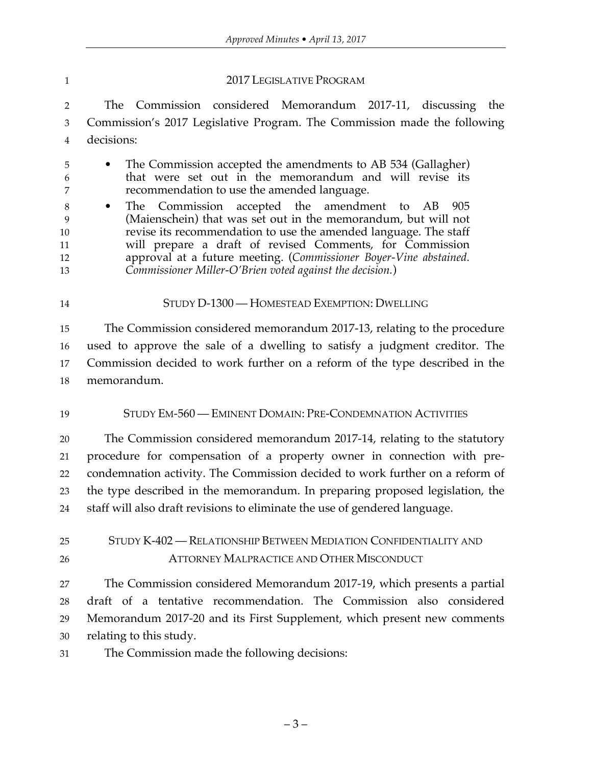## 2017 LEGISLATIVE PROGRAM

The Commission considered Memorandum 2017-11, discussing the Commission's 2017 Legislative Program. The Commission made the following decisions:

- The Commission accepted the amendments to AB 534 (Gallagher) that were set out in the memorandum and will revise its recommendation to use the amended language.
- The Commission accepted the amendment to AB 905 (Maienschein) that was set out in the memorandum, but will not revise its recommendation to use the amended language. The staff will prepare a draft of revised Comments, for Commission approval at a future meeting. (*Commissioner Boyer-Vine abstained. Commissioner Miller-O'Brien voted against the decision.*)

## STUDY D-1300 — HOMESTEAD EXEMPTION: DWELLING

The Commission considered memorandum 2017-13, relating to the procedure used to approve the sale of a dwelling to satisfy a judgment creditor. The Commission decided to work further on a reform of the type described in the memorandum.

## STUDY EM-560 — EMINENT DOMAIN: PRE-CONDEMNATION ACTIVITIES

The Commission considered memorandum 2017-14, relating to the statutory procedure for compensation of a property owner in connection with pre-condemnation activity. The Commission decided to work further on a reform of the type described in the memorandum. In preparing proposed legislation, the staff will also draft revisions to eliminate the use of gendered language.

## STUDY K-402 — RELATIONSHIP BETWEEN MEDIATION CONFIDENTIALITY AND ATTORNEY MALPRACTICE AND OTHER MISCONDUCT

The Commission considered Memorandum 2017-19, which presents a partial draft of a tentative recommendation. The Commission also considered Memorandum 2017-20 and its First Supplement, which present new comments relating to this study.

The Commission made the following decisions: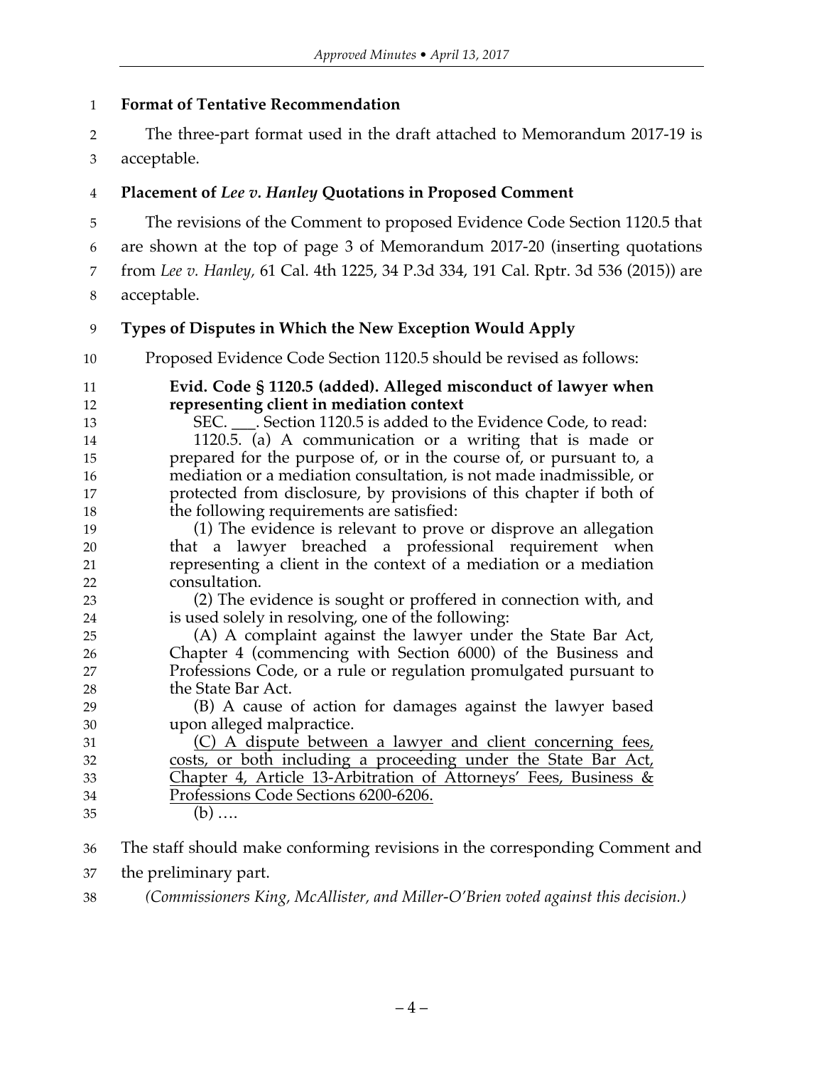**Format of Tentative Recommendation**

The three-part format used in the draft attached to Memorandum 2017-19 is acceptable.

**Placement of *Lee v. Hanley* Quotations in Proposed Comment**

The revisions of the Comment to proposed Evidence Code Section 1120.5 that are shown at the top of page 3 of Memorandum 2017-20 (inserting quotations from *Lee v. Hanley,* 61 Cal. 4th 1225, 34 P.3d 334, 191 Cal. Rptr. 3d 536 (2015)) are acceptable.

**Types of Disputes in Which the New Exception Would Apply**

Proposed Evidence Code Section 1120.5 should be revised as follows:

> **Evid. Code § 1120.5 (added). Alleged misconduct of lawyer when representing client in mediation context**
>
> SEC. ___. Section 1120.5 is added to the Evidence Code, to read:
>
> 1120.5. (a) A communication or a writing that is made or prepared for the purpose of, or in the course of, or pursuant to, a mediation or a mediation consultation, is not made inadmissible, or protected from disclosure, by provisions of this chapter if both of the following requirements are satisfied:
>
> (1) The evidence is relevant to prove or disprove an allegation that a lawyer breached a professional requirement when representing a client in the context of a mediation or a mediation consultation.
>
> (2) The evidence is sought or proffered in connection with, and is used solely in resolving, one of the following:
>
> (A) A complaint against the lawyer under the State Bar Act, Chapter 4 (commencing with Section 6000) of the Business and Professions Code, or a rule or regulation promulgated pursuant to the State Bar Act.
>
> (B) A cause of action for damages against the lawyer based upon alleged malpractice.
>
> <u>(C) A dispute between a lawyer and client concerning fees, costs, or both including a proceeding under the State Bar Act, Chapter 4, Article 13-Arbitration of Attorneys' Fees, Business & Professions Code Sections 6200-6206.</u>
>
> (b) ….

The staff should make conforming revisions in the corresponding Comment and the preliminary part.

*(Commissioners King, McAllister, and Miller-O'Brien voted against this decision.)*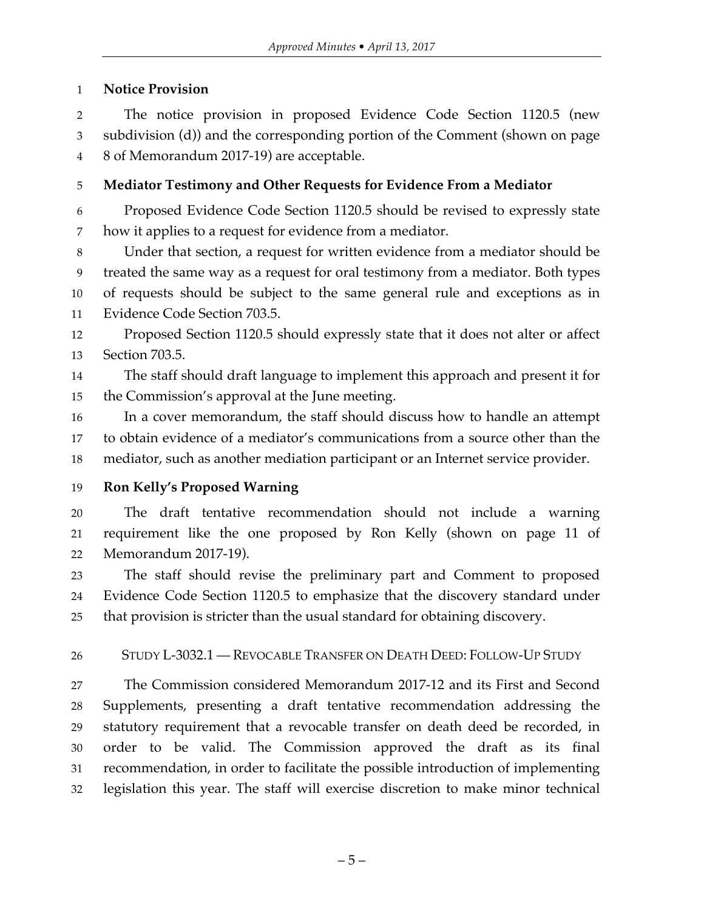**Notice Provision**

The notice provision in proposed Evidence Code Section 1120.5 (new subdivision (d)) and the corresponding portion of the Comment (shown on page 8 of Memorandum 2017-19) are acceptable.

**Mediator Testimony and Other Requests for Evidence From a Mediator**

Proposed Evidence Code Section 1120.5 should be revised to expressly state how it applies to a request for evidence from a mediator.

Under that section, a request for written evidence from a mediator should be treated the same way as a request for oral testimony from a mediator. Both types of requests should be subject to the same general rule and exceptions as in Evidence Code Section 703.5.

Proposed Section 1120.5 should expressly state that it does not alter or affect Section 703.5.

The staff should draft language to implement this approach and present it for the Commission's approval at the June meeting.

In a cover memorandum, the staff should discuss how to handle an attempt to obtain evidence of a mediator's communications from a source other than the mediator, such as another mediation participant or an Internet service provider.

**Ron Kelly's Proposed Warning**

The draft tentative recommendation should not include a warning requirement like the one proposed by Ron Kelly (shown on page 11 of Memorandum 2017-19).

The staff should revise the preliminary part and Comment to proposed Evidence Code Section 1120.5 to emphasize that the discovery standard under that provision is stricter than the usual standard for obtaining discovery.

## STUDY L-3032.1 — REVOCABLE TRANSFER ON DEATH DEED: FOLLOW-UP STUDY

The Commission considered Memorandum 2017-12 and its First and Second Supplements, presenting a draft tentative recommendation addressing the statutory requirement that a revocable transfer on death deed be recorded, in order to be valid. The Commission approved the draft as its final recommendation, in order to facilitate the possible introduction of implementing legislation this year. The staff will exercise discretion to make minor technical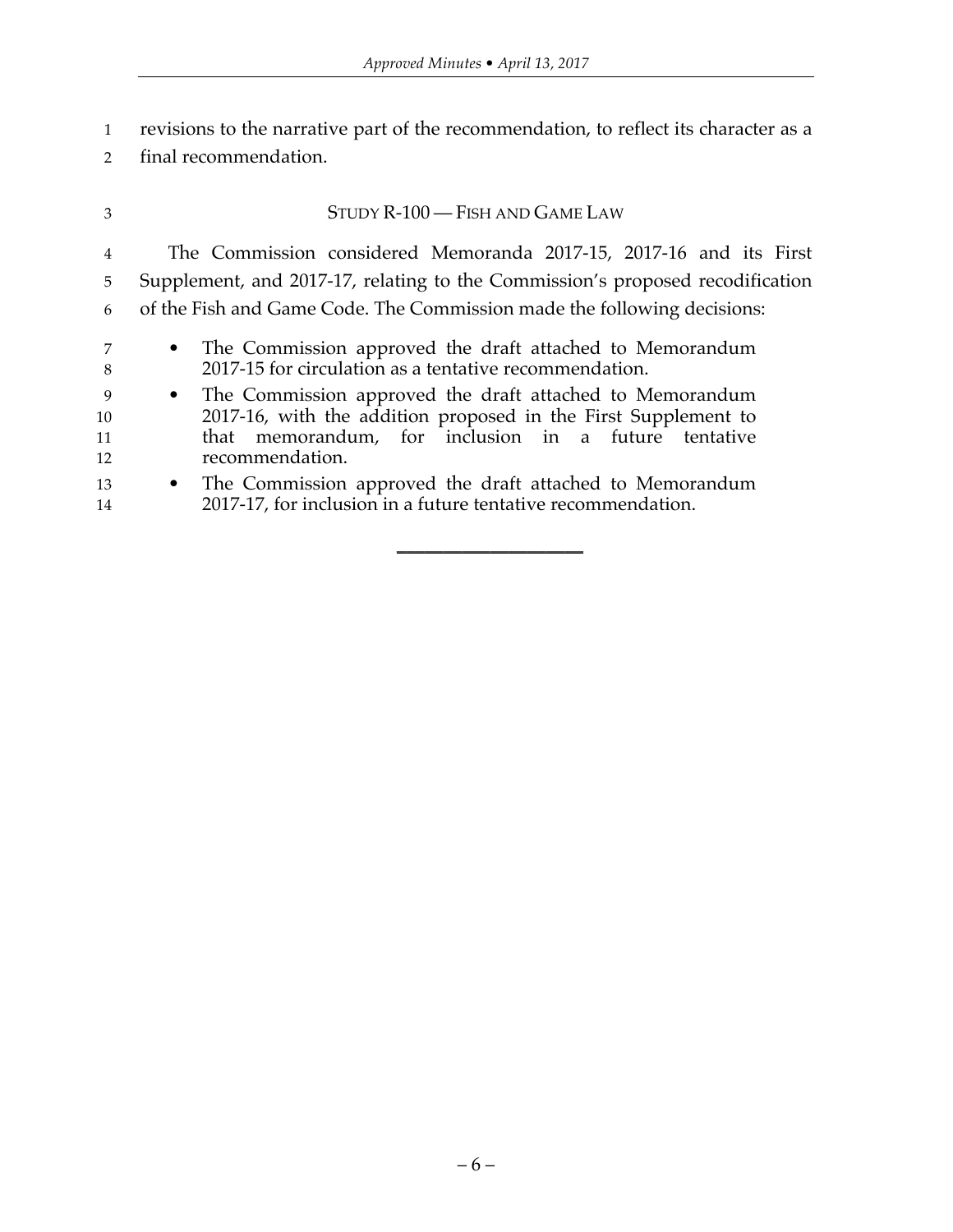revisions to the narrative part of the recommendation, to reflect its character as a final recommendation.

## STUDY R-100 — FISH AND GAME LAW

The Commission considered Memoranda 2017-15, 2017-16 and its First Supplement, and 2017-17, relating to the Commission's proposed recodification of the Fish and Game Code. The Commission made the following decisions:

- The Commission approved the draft attached to Memorandum 2017-15 for circulation as a tentative recommendation.
- The Commission approved the draft attached to Memorandum 2017-16, with the addition proposed in the First Supplement to that memorandum, for inclusion in a future tentative recommendation.
- The Commission approved the draft attached to Memorandum 2017-17, for inclusion in a future tentative recommendation.